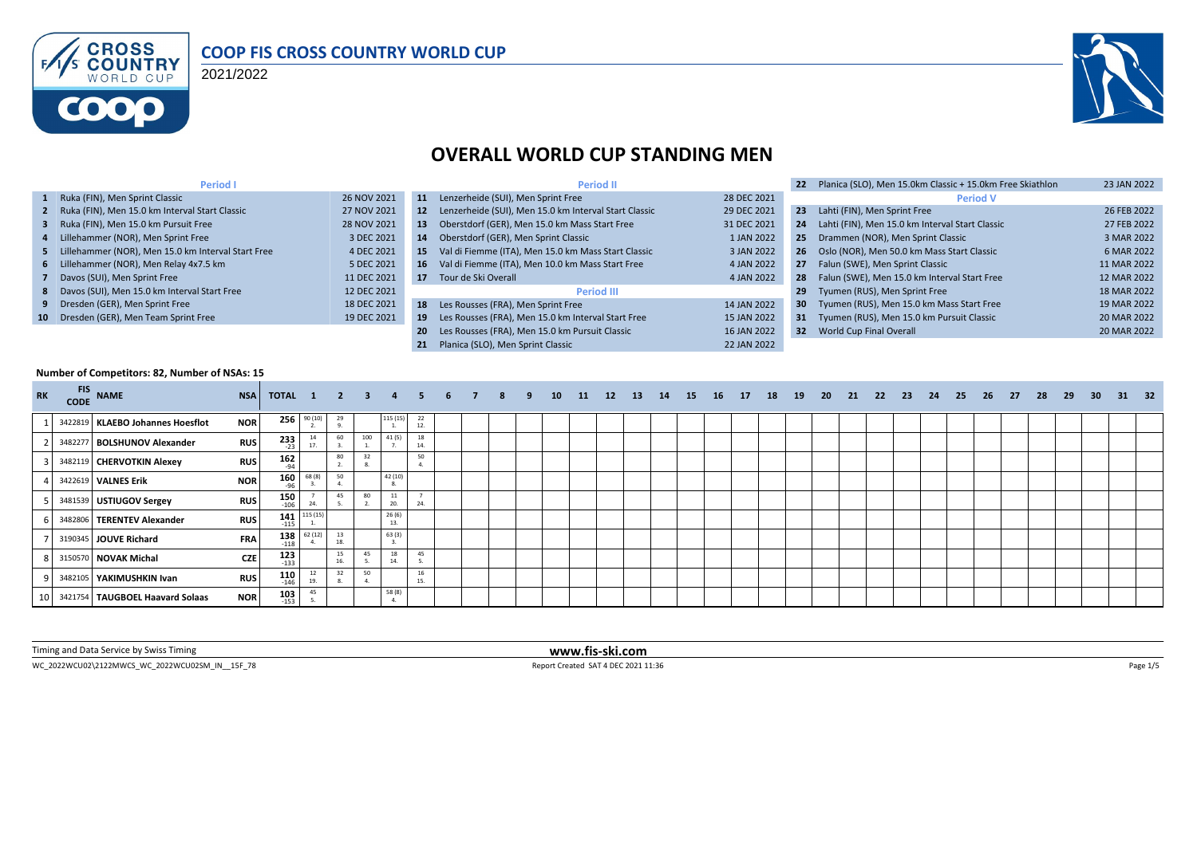# COOP FIS CROSS COUNTRY WORLD CUP

2021/2022

## OVERALL WORLD CUP STANDING MEN

| # | Period I | Date |
|---|---|---|
| 1 | Ruka (FIN), Men Sprint Classic | 26 NOV 2021 |
| 2 | Ruka (FIN), Men 15.0 km Interval Start Classic | 27 NOV 2021 |
| 3 | Ruka (FIN), Men 15.0 km Pursuit Free | 28 NOV 2021 |
| 4 | Lillehammer (NOR), Men Sprint Free | 3 DEC 2021 |
| 5 | Lillehammer (NOR), Men 15.0 km Interval Start Free | 4 DEC 2021 |
| 6 | Lillehammer (NOR), Men Relay 4x7.5 km | 5 DEC 2021 |
| 7 | Davos (SUI), Men Sprint Free | 11 DEC 2021 |
| 8 | Davos (SUI), Men 15.0 km Interval Start Free | 12 DEC 2021 |
| 9 | Dresden (GER), Men Sprint Free | 18 DEC 2021 |
| 10 | Dresden (GER), Men Team Sprint Free | 19 DEC 2021 |

| # | Period II | Date |
|---|---|---|
| 11 | Lenzerheide (SUI), Men Sprint Free | 28 DEC 2021 |
| 12 | Lenzerheide (SUI), Men 15.0 km Interval Start Classic | 29 DEC 2021 |
| 13 | Oberstdorf (GER), Men 15.0 km Mass Start Free | 31 DEC 2021 |
| 14 | Oberstdorf (GER), Men Sprint Classic | 1 JAN 2022 |
| 15 | Val di Fiemme (ITA), Men 15.0 km Mass Start Classic | 3 JAN 2022 |
| 16 | Val di Fiemme (ITA), Men 10.0 km Mass Start Free | 4 JAN 2022 |
| 17 | Tour de Ski Overall | 4 JAN 2022 |

| # | Period III | Date |
|---|---|---|
| 18 | Les Rousses (FRA), Men Sprint Free | 14 JAN 2022 |
| 19 | Les Rousses (FRA), Men 15.0 km Interval Start Free | 15 JAN 2022 |
| 20 | Les Rousses (FRA), Men 15.0 km Pursuit Classic | 16 JAN 2022 |
| 21 | Planica (SLO), Men Sprint Classic | 22 JAN 2022 |
| 22 | Planica (SLO), Men 15.0km Classic + 15.0km Free Skiathlon | 23 JAN 2022 |

| # | Period V | Date |
|---|---|---|
| 23 | Lahti (FIN), Men Sprint Free | 26 FEB 2022 |
| 24 | Lahti (FIN), Men 15.0 km Interval Start Classic | 27 FEB 2022 |
| 25 | Drammen (NOR), Men Sprint Classic | 3 MAR 2022 |
| 26 | Oslo (NOR), Men 50.0 km Mass Start Classic | 6 MAR 2022 |
| 27 | Falun (SWE), Men Sprint Classic | 11 MAR 2022 |
| 28 | Falun (SWE), Men 15.0 km Interval Start Free | 12 MAR 2022 |
| 29 | Tyumen (RUS), Men Sprint Free | 18 MAR 2022 |
| 30 | Tyumen (RUS), Men 15.0 km Mass Start Free | 19 MAR 2022 |
| 31 | Tyumen (RUS), Men 15.0 km Pursuit Classic | 20 MAR 2022 |
| 32 | World Cup Final Overall | 20 MAR 2022 |

**Number of Competitors: 82, Number of NSAs: 15**

| RK | FIS CODE | NAME | NSA | TOTAL | 1 | 2 | 3 | 4 | 5 | 6 | 7 | 8 | 9 | 10 | 11 | 12 | 13 | 14 | 15 | 16 | 17 | 18 | 19 | 20 | 21 | 22 | 23 | 24 | 25 | 26 | 27 | 28 | 29 | 30 | 31 | 32 |
|---|---|---|---|---|---|---|---|---|---|---|---|---|---|---|---|---|---|---|---|---|---|---|---|---|---|---|---|---|---|---|---|---|---|---|---|---|
| 1 | 3422819 | **KLAEBO Johannes Hoesflot** | NOR | **256** | 90 (10) 2. | 29 9. | | 115 (15) 1. | 22 12. | | | | | | | | | | | | | | | | | | | | | | | | | | | |
| 2 | 3482277 | **BOLSHUNOV Alexander** | RUS | **233** -23 | 14 17. | 60 3. | 100 1. | 41 (5) 7. | 18 14. | | | | | | | | | | | | | | | | | | | | | | | | | | | |
| 3 | 3482119 | **CHERVOTKIN Alexey** | RUS | **162** -94 | | 80 2. | 32 8. | | 50 4. | | | | | | | | | | | | | | | | | | | | | | | | | | | |
| 4 | 3422619 | **VALNES Erik** | NOR | **160** -96 | 68 (8) 3. | 50 4. | | 42 (10) 8. | | | | | | | | | | | | | | | | | | | | | | | | | | | | |
| 5 | 3481539 | **USTIUGOV Sergey** | RUS | **150** -106 | 7 24. | 45 5. | 80 2. | 11 20. | 7 24. | | | | | | | | | | | | | | | | | | | | | | | | | | | |
| 6 | 3482806 | **TERENTEV Alexander** | RUS | **141** -115 | 115 (15) 1. | | | 26 (6) 13. | | | | | | | | | | | | | | | | | | | | | | | | | | | | |
| 7 | 3190345 | **JOUVE Richard** | FRA | **138** -118 | 62 (12) 4. | 13 18. | | 63 (3) 3. | | | | | | | | | | | | | | | | | | | | | | | | | | | | |
| 8 | 3150570 | **NOVAK Michal** | CZE | **123** -133 | | 15 16. | 45 5. | 18 14. | 45 5. | | | | | | | | | | | | | | | | | | | | | | | | | | | |
| 9 | 3482105 | **YAKIMUSHKIN Ivan** | RUS | **110** -146 | 12 19. | 32 8. | 50 4. | | 16 15. | | | | | | | | | | | | | | | | | | | | | | | | | | | |
| 10 | 3421754 | **TAUGBOEL Haavard Solaas** | NOR | **103** -153 | 45 5. | | | 58 (8) 4. | | | | | | | | | | | | | | | | | | | | | | | | | | | | |

Timing and Data Service by Swiss Timing

www.fis-ski.com

WC_2022WCU02\2122MWCS_WC_2022WCU02SM_IN__15F_78

Report Created SAT 4 DEC 2021 11:36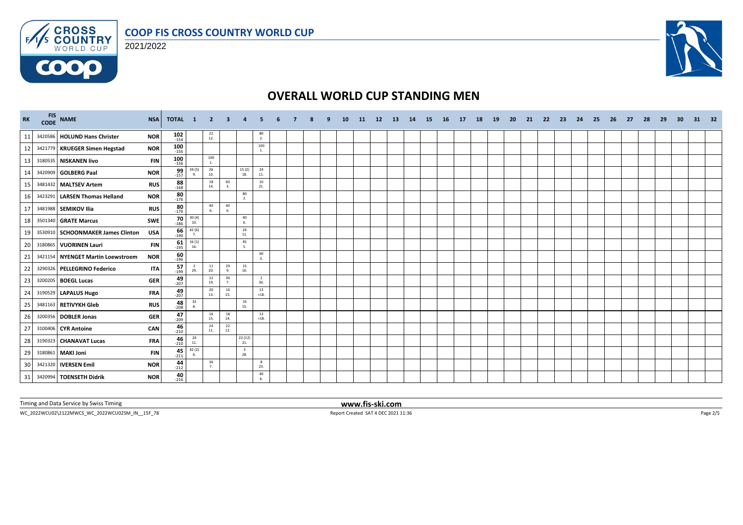# COOP FIS CROSS COUNTRY WORLD CUP

2021/2022

## OVERALL WORLD CUP STANDING MEN

| RK | FIS CODE | NAME | NSA | TOTAL | 1 | 2 | 3 | 4 | 5 | 6 | 7 | 8 | 9 | 10 | 11 | 12 | 13 | 14 | 15 | 16 | 17 | 18 | 19 | 20 | 21 | 22 | 23 | 24 | 25 | 26 | 27 | 28 | 29 | 30 | 31 | 32 |
|---|---|---|---|---|---|---|---|---|---|---|---|---|---|---|---|---|---|---|---|---|---|---|---|---|---|---|---|---|---|---|---|---|---|---|---|---|
| 11 | 3420586 | HOLUND Hans Christer | NOR | 102 -154 | | 22 12. | | | 80 2. | | | | | | | | | | | | | | | | | | | | | | | | | | | |
| 12 | 3421779 | KRUEGER Simen Hegstad | NOR | 100 -156 | | | | | 100 1. | | | | | | | | | | | | | | | | | | | | | | | | | | | |
| 13 | 3180535 | NISKANEN Iivo | FIN | 100 -156 | | 100 1. | | | | | | | | | | | | | | | | | | | | | | | | | | | | | | |
| 14 | 3420909 | GOLBERG Paal | NOR | 99 -157 | 34 (5) 9. | 26 10. | | 15 (2) 18. | 24 11. | | | | | | | | | | | | | | | | | | | | | | | | | | | |
| 15 | 3481432 | MALTSEV Artem | RUS | 88 -168 | | 18 14. | 60 3. | | 10 21. | | | | | | | | | | | | | | | | | | | | | | | | | | | |
| 16 | 3423291 | LARSEN Thomas Helland | NOR | 80 -176 | | | | 80 2. | | | | | | | | | | | | | | | | | | | | | | | | | | | | |
| 17 | 3481988 | SEMIKOV Ilia | RUS | 80 -176 | | 40 6. | 40 6. | | | | | | | | | | | | | | | | | | | | | | | | | | | | | |
| 18 | 3501340 | GRATE Marcus | SWE | 70 -186 | 30 (4) 10. | | | 40 6. | | | | | | | | | | | | | | | | | | | | | | | | | | | | |
| 19 | 3530910 | SCHOONMAKER James Clinton | USA | 66 -190 | 42 (6) 7. | | | 24 11. | | | | | | | | | | | | | | | | | | | | | | | | | | | | |
| 20 | 3180865 | VUORINEN Lauri | FIN | 61 -195 | 16 (1) 16. | | | 45 5. | | | | | | | | | | | | | | | | | | | | | | | | | | | | |
| 21 | 3421154 | NYENGET Martin Loewstroem | NOR | 60 -196 | | | | | 60 3. | | | | | | | | | | | | | | | | | | | | | | | | | | | |
| 22 | 3290326 | PELLEGRINO Federico | ITA | 57 -199 | 2 29. | 11 20. | 29 9. | 15 16. | | | | | | | | | | | | | | | | | | | | | | | | | | | | |
| 23 | 3200205 | BOEGL Lucas | GER | 49 -207 | | 12 19. | 36 7. | | 1 30. | | | | | | | | | | | | | | | | | | | | | | | | | | | |
| 24 | 3190529 | LAPALUS Hugo | FRA | 49 -207 | | 20 13. | 16 15. | | 13 =18. | | | | | | | | | | | | | | | | | | | | | | | | | | | |
| 25 | 3481163 | RETIVYKH Gleb | RUS | 48 -208 | 32 8. | | | 16 15. | | | | | | | | | | | | | | | | | | | | | | | | | | | | |
| 26 | 3200356 | DOBLER Jonas | GER | 47 -209 | | 16 15. | 18 14. | | 13 =18. | | | | | | | | | | | | | | | | | | | | | | | | | | | |
| 27 | 3100406 | CYR Antoine | CAN | 46 -210 | | 24 11. | 22 12. | | | | | | | | | | | | | | | | | | | | | | | | | | | | | |
| 28 | 3190323 | CHANAVAT Lucas | FRA | 46 -210 | 24 11. | | | 22 (12) 21. | | | | | | | | | | | | | | | | | | | | | | | | | | | | |
| 29 | 3180861 | MAKI Joni | FIN | 45 -211 | 42 (2) 6. | | | 3 28. | | | | | | | | | | | | | | | | | | | | | | | | | | | | |
| 30 | 3421320 | IVERSEN Emil | NOR | 44 -212 | | 36 7. | | | 8 23. | | | | | | | | | | | | | | | | | | | | | | | | | | | |
| 31 | 3420994 | TOENSETH Didrik | NOR | 40 -216 | | | | | 40 6. | | | | | | | | | | | | | | | | | | | | | | | | | | | |

Timing and Data Service by Swiss Timing

www.fis-ski.com

WC_2022WCU02\2122MWCS_WC_2022WCU02SM_IN__15F_78

Report Created SAT 4 DEC 2021 11:36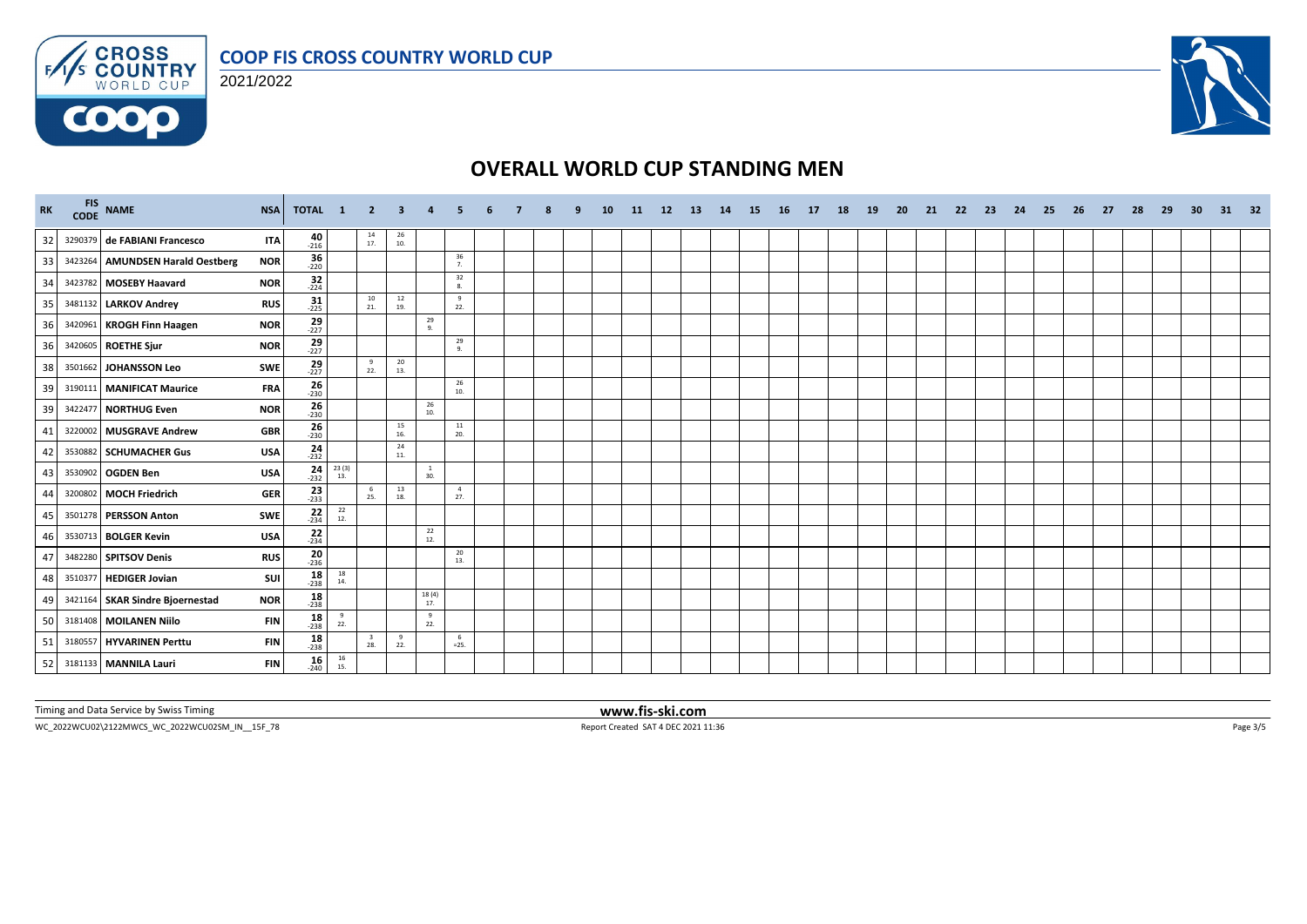# COOP FIS CROSS COUNTRY WORLD CUP

2021/2022

## OVERALL WORLD CUP STANDING MEN

| RK | FIS CODE | NAME | NSA | TOTAL | 1 | 2 | 3 | 4 | 5 | 6 | 7 | 8 | 9 | 10 | 11 | 12 | 13 | 14 | 15 | 16 | 17 | 18 | 19 | 20 | 21 | 22 | 23 | 24 | 25 | 26 | 27 | 28 | 29 | 30 | 31 | 32 |
|---|---|---|---|---|---|---|---|---|---|---|---|---|---|---|---|---|---|---|---|---|---|---|---|---|---|---|---|---|---|---|---|---|---|---|---|---|
| 32 | 3290379 | de FABIANI Francesco | ITA | 40 -216 | | 14 17. | 26 10. | | | | | | | | | | | | | | | | | | | | | | | | | | | | | |
| 33 | 3423264 | AMUNDSEN Harald Oestberg | NOR | 36 -220 | | | | | 36 7. | | | | | | | | | | | | | | | | | | | | | | | | | | | |
| 34 | 3423782 | MOSEBY Haavard | NOR | 32 -224 | | | | | 32 8. | | | | | | | | | | | | | | | | | | | | | | | | | | | |
| 35 | 3481132 | LARKOV Andrey | RUS | 31 -225 | | 10 21. | 12 19. | | 9 22. | | | | | | | | | | | | | | | | | | | | | | | | | | | |
| 36 | 3420961 | KROGH Finn Haagen | NOR | 29 -227 | | | | 29 9. | | | | | | | | | | | | | | | | | | | | | | | | | | | | |
| 36 | 3420605 | ROETHE Sjur | NOR | 29 -227 | | | | | 29 9. | | | | | | | | | | | | | | | | | | | | | | | | | | | |
| 38 | 3501662 | JOHANSSON Leo | SWE | 29 -227 | | 9 22. | 20 13. | | | | | | | | | | | | | | | | | | | | | | | | | | | | | |
| 39 | 3190111 | MANIFICAT Maurice | FRA | 26 -230 | | | | | 26 10. | | | | | | | | | | | | | | | | | | | | | | | | | | | |
| 39 | 3422477 | NORTHUG Even | NOR | 26 -230 | | | | 26 10. | | | | | | | | | | | | | | | | | | | | | | | | | | | | |
| 41 | 3220002 | MUSGRAVE Andrew | GBR | 26 -230 | | | 15 16. | | 11 20. | | | | | | | | | | | | | | | | | | | | | | | | | | | |
| 42 | 3530882 | SCHUMACHER Gus | USA | 24 -232 | | | 24 11. | | | | | | | | | | | | | | | | | | | | | | | | | | | | | |
| 43 | 3530902 | OGDEN Ben | USA | 24 -232 | 23 (3) 13. | | | 1 30. | | | | | | | | | | | | | | | | | | | | | | | | | | | | |
| 44 | 3200802 | MOCH Friedrich | GER | 23 -233 | | 6 25. | 13 18. | | 4 27. | | | | | | | | | | | | | | | | | | | | | | | | | | | |
| 45 | 3501278 | PERSSON Anton | SWE | 22 -234 | 22 12. | | | | | | | | | | | | | | | | | | | | | | | | | | | | | | | |
| 46 | 3530713 | BOLGER Kevin | USA | 22 -234 | | | | 22 12. | | | | | | | | | | | | | | | | | | | | | | | | | | | | |
| 47 | 3482280 | SPITSOV Denis | RUS | 20 -236 | | | | | 20 13. | | | | | | | | | | | | | | | | | | | | | | | | | | | |
| 48 | 3510377 | HEDIGER Jovian | SUI | 18 -238 | 18 14. | | | | | | | | | | | | | | | | | | | | | | | | | | | | | | | |
| 49 | 3421164 | SKAR Sindre Bjoernestad | NOR | 18 -238 | | | | 18 (4) 17. | | | | | | | | | | | | | | | | | | | | | | | | | | | | |
| 50 | 3181408 | MOILANEN Niilo | FIN | 18 -238 | 9 22. | | | 9 22. | | | | | | | | | | | | | | | | | | | | | | | | | | | | |
| 51 | 3180557 | HYVARINEN Perttu | FIN | 18 -238 | | 3 28. | 9 22. | | 6 =25. | | | | | | | | | | | | | | | | | | | | | | | | | | | |
| 52 | 3181133 | MANNILA Lauri | FIN | 16 -240 | 16 15. | | | | | | | | | | | | | | | | | | | | | | | | | | | | | | | |

Timing and Data Service by Swiss Timing

www.fis-ski.com

WC_2022WCU02\2122MWCS_WC_2022WCU02SM_IN__15F_78

Report Created SAT 4 DEC 2021 11:36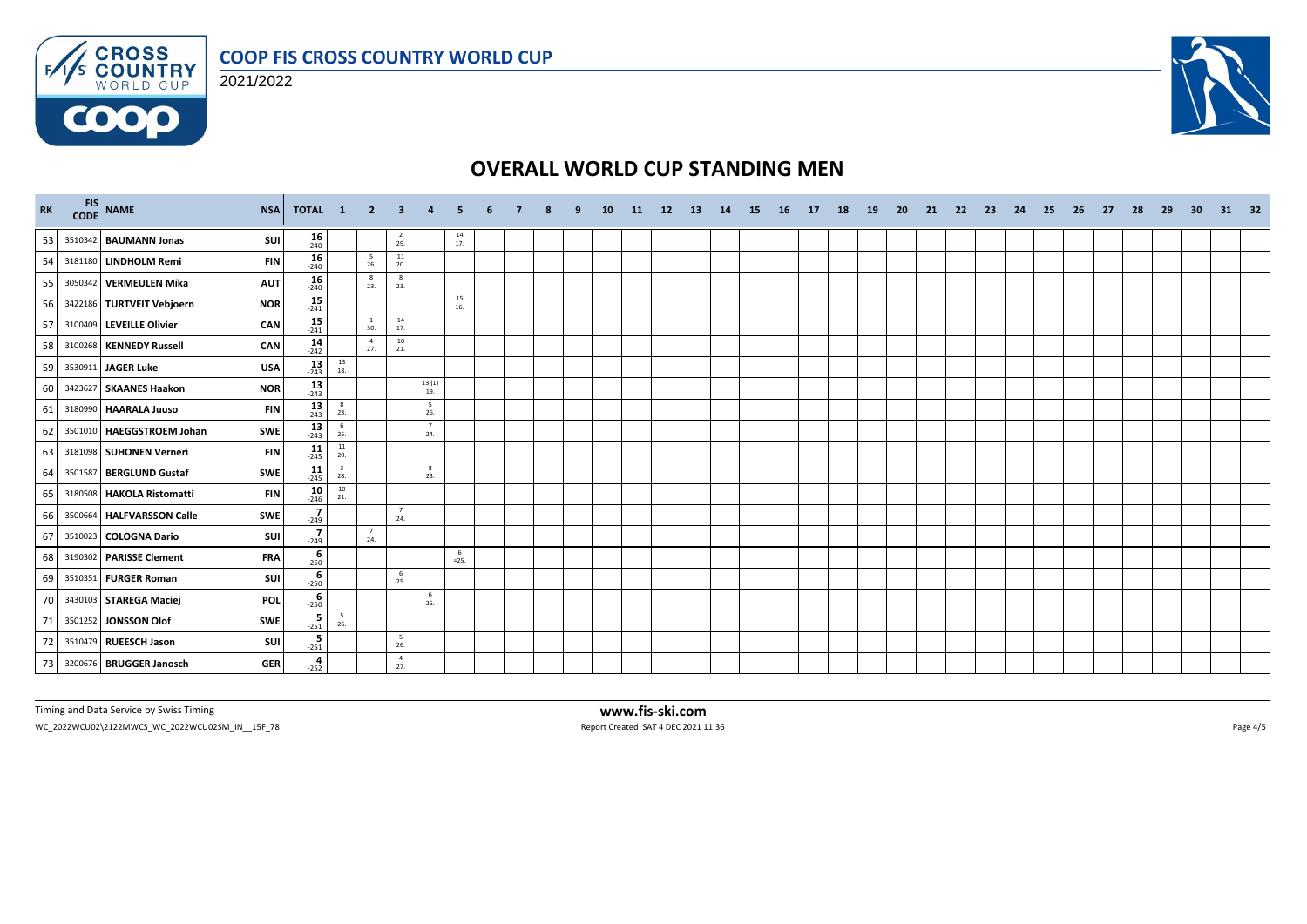# COOP FIS CROSS COUNTRY WORLD CUP

2021/2022

## OVERALL WORLD CUP STANDING MEN

| RK | FIS CODE | NAME | NSA | TOTAL | 1 | 2 | 3 | 4 | 5 | 6 | 7 | 8 | 9 | 10 | 11 | 12 | 13 | 14 | 15 | 16 | 17 | 18 | 19 | 20 | 21 | 22 | 23 | 24 | 25 | 26 | 27 | 28 | 29 | 30 | 31 | 32 |
|---|---|---|---|---|---|---|---|---|---|---|---|---|---|---|---|---|---|---|---|---|---|---|---|---|---|---|---|---|---|---|---|---|---|---|---|---|
| 53 | 3510342 | **BAUMANN Jonas** | SUI | 16 -240 | | | 2 29. | | 14 17. | | | | | | | | | | | | | | | | | | | | | | | | | | | |
| 54 | 3181180 | **LINDHOLM Remi** | FIN | 16 -240 | | 5 26. | 11 20. | | | | | | | | | | | | | | | | | | | | | | | | | | | | | |
| 55 | 3050342 | **VERMEULEN Mika** | AUT | 16 -240 | | 8 23. | 8 23. | | | | | | | | | | | | | | | | | | | | | | | | | | | | | |
| 56 | 3422186 | **TURTVEIT Vebjoern** | NOR | 15 -241 | | | | | 15 16. | | | | | | | | | | | | | | | | | | | | | | | | | | | |
| 57 | 3100409 | **LEVEILLE Olivier** | CAN | 15 -241 | | 1 30. | 14 17. | | | | | | | | | | | | | | | | | | | | | | | | | | | | | |
| 58 | 3100268 | **KENNEDY Russell** | CAN | 14 -242 | | 4 27. | 10 21. | | | | | | | | | | | | | | | | | | | | | | | | | | | | | |
| 59 | 3530911 | **JAGER Luke** | USA | 13 -243 | 13 18. | | | | | | | | | | | | | | | | | | | | | | | | | | | | | | | |
| 60 | 3423627 | **SKAANES Haakon** | NOR | 13 -243 | | | | 13 (1) 19. | | | | | | | | | | | | | | | | | | | | | | | | | | | | |
| 61 | 3180990 | **HAARALA Juuso** | FIN | 13 -243 | 8 23. | | | 5 26. | | | | | | | | | | | | | | | | | | | | | | | | | | | | |
| 62 | 3501010 | **HAEGGSTROEM Johan** | SWE | 13 -243 | 6 25. | | | 7 24. | | | | | | | | | | | | | | | | | | | | | | | | | | | | |
| 63 | 3181098 | **SUHONEN Verneri** | FIN | 11 -245 | 11 20. | | | | | | | | | | | | | | | | | | | | | | | | | | | | | | | |
| 64 | 3501587 | **BERGLUND Gustaf** | SWE | 11 -245 | 3 28. | | | 8 23. | | | | | | | | | | | | | | | | | | | | | | | | | | | | |
| 65 | 3180508 | **HAKOLA Ristomatti** | FIN | 10 -246 | 10 21. | | | | | | | | | | | | | | | | | | | | | | | | | | | | | | | |
| 66 | 3500664 | **HALFVARSSON Calle** | SWE | 7 -249 | | | 7 24. | | | | | | | | | | | | | | | | | | | | | | | | | | | | | |
| 67 | 3510023 | **COLOGNA Dario** | SUI | 7 -249 | | 7 24. | | | | | | | | | | | | | | | | | | | | | | | | | | | | | | |
| 68 | 3190302 | **PARISSE Clement** | FRA | 6 -250 | | | | | 6 =25. | | | | | | | | | | | | | | | | | | | | | | | | | | | |
| 69 | 3510351 | **FURGER Roman** | SUI | 6 -250 | | | 6 25. | | | | | | | | | | | | | | | | | | | | | | | | | | | | | |
| 70 | 3430103 | **STAREGA Maciej** | POL | 6 -250 | | | | 6 25. | | | | | | | | | | | | | | | | | | | | | | | | | | | | |
| 71 | 3501252 | **JONSSON Olof** | SWE | 5 -251 | 5 26. | | | | | | | | | | | | | | | | | | | | | | | | | | | | | | | |
| 72 | 3510479 | **RUEESCH Jason** | SUI | 5 -251 | | | 5 26. | | | | | | | | | | | | | | | | | | | | | | | | | | | | | |
| 73 | 3200676 | **BRUGGER Janosch** | GER | 4 -252 | | | 4 27. | | | | | | | | | | | | | | | | | | | | | | | | | | | | | |

Timing and Data Service by Swiss Timing

www.fis-ski.com

WC_2022WCU02\2122MWCS_WC_2022WCU02SM_IN__15F_78

Report Created SAT 4 DEC 2021 11:36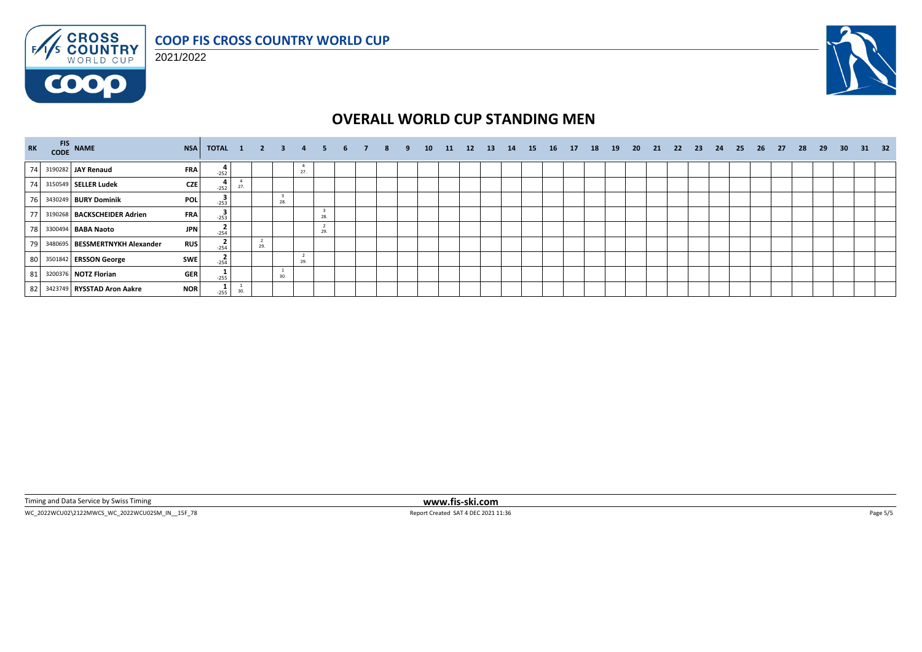# COOP FIS CROSS COUNTRY WORLD CUP

2021/2022

## OVERALL WORLD CUP STANDING MEN

| RK | FIS CODE | NAME | NSA | TOTAL | 1 | 2 | 3 | 4 | 5 | 6 | 7 | 8 | 9 | 10 | 11 | 12 | 13 | 14 | 15 | 16 | 17 | 18 | 19 | 20 | 21 | 22 | 23 | 24 | 25 | 26 | 27 | 28 | 29 | 30 | 31 | 32 |
|---|---|---|---|---|---|---|---|---|---|---|---|---|---|---|---|---|---|---|---|---|---|---|---|---|---|---|---|---|---|---|---|---|---|---|---|---|
| 74 | 3190282 | **JAY Renaud** | FRA | **4** -252 | | | | 4 27. | | | | | | | | | | | | | | | | | | | | | | | | | | | | |
| 74 | 3150549 | **SELLER Ludek** | CZE | **4** -252 | 4 27. | | | | | | | | | | | | | | | | | | | | | | | | | | | | | | | |
| 76 | 3430249 | **BURY Dominik** | POL | **3** -253 | | | 3 28. | | | | | | | | | | | | | | | | | | | | | | | | | | | | | |
| 77 | 3190268 | **BACKSCHEIDER Adrien** | FRA | **3** -253 | | | | | 3 28. | | | | | | | | | | | | | | | | | | | | | | | | | | | |
| 78 | 3300494 | **BABA Naoto** | JPN | **2** -254 | | | | | 2 29. | | | | | | | | | | | | | | | | | | | | | | | | | | | |
| 79 | 3480695 | **BESSMERTNYKH Alexander** | RUS | **2** -254 | | 2 29. | | | | | | | | | | | | | | | | | | | | | | | | | | | | | | |
| 80 | 3501842 | **ERSSON George** | SWE | **2** -254 | | | | 2 29. | | | | | | | | | | | | | | | | | | | | | | | | | | | | |
| 81 | 3200376 | **NOTZ Florian** | GER | **1** -255 | | | 1 30. | | | | | | | | | | | | | | | | | | | | | | | | | | | | | |
| 82 | 3423749 | **RYSSTAD Aron Aakre** | NOR | **1** -255 | 1 30. | | | | | | | | | | | | | | | | | | | | | | | | | | | | | | | |

Timing and Data Service by Swiss Timing

**www.fis-ski.com**

WC_2022WCU02\2122MWCS_WC_2022WCU02SM_IN__15F_78

Report Created SAT 4 DEC 2021 11:36